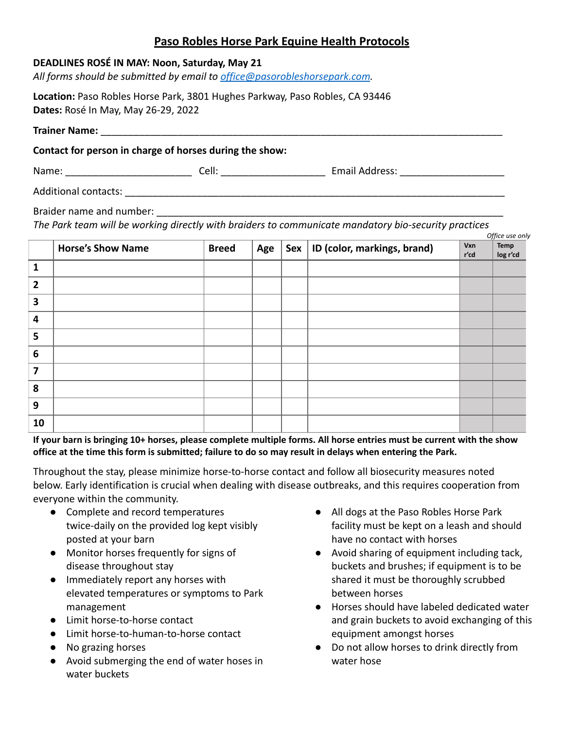# Paso Robles Horse Park Equine Health Protocols

**DEADLINES ROSÉ IN MAY: Noon, Saturday, May 21**
*All forms should be submitted by email to office@pasorobleshorsepark.com.*

**Location:** Paso Robles Horse Park, 3801 Hughes Parkway, Paso Robles, CA 93446
**Dates:** Rosé In May, May 26-29, 2022

**Trainer Name:** ______________________________________________________________

**Contact for person in charge of horses during the show:**

Name: ______________________ Cell: __________________ Email Address: __________________

Additional contacts: ____________________________________________________________

Braider name and number: ________________________________________________________
*The Park team will be working directly with braiders to communicate mandatory bio-security practices*

*Office use only*

| | Horse's Show Name | Breed | Age | Sex | ID (color, markings, brand) | Vxn r'cd | Temp log r'cd |
|---|---|---|---|---|---|---|---|
| 1 | | | | | | | |
| 2 | | | | | | | |
| 3 | | | | | | | |
| 4 | | | | | | | |
| 5 | | | | | | | |
| 6 | | | | | | | |
| 7 | | | | | | | |
| 8 | | | | | | | |
| 9 | | | | | | | |
| 10 | | | | | | | |

**If your barn is bringing 10+ horses, please complete multiple forms. All horse entries must be current with the show office at the time this form is submitted; failure to do so may result in delays when entering the Park.**

Throughout the stay, please minimize horse-to-horse contact and follow all biosecurity measures noted below. Early identification is crucial when dealing with disease outbreaks, and this requires cooperation from everyone within the community.

- Complete and record temperatures twice-daily on the provided log kept visibly posted at your barn
- Monitor horses frequently for signs of disease throughout stay
- Immediately report any horses with elevated temperatures or symptoms to Park management
- Limit horse-to-horse contact
- Limit horse-to-human-to-horse contact
- No grazing horses
- Avoid submerging the end of water hoses in water buckets
- All dogs at the Paso Robles Horse Park facility must be kept on a leash and should have no contact with horses
- Avoid sharing of equipment including tack, buckets and brushes; if equipment is to be shared it must be thoroughly scrubbed between horses
- Horses should have labeled dedicated water and grain buckets to avoid exchanging of this equipment amongst horses
- Do not allow horses to drink directly from water hose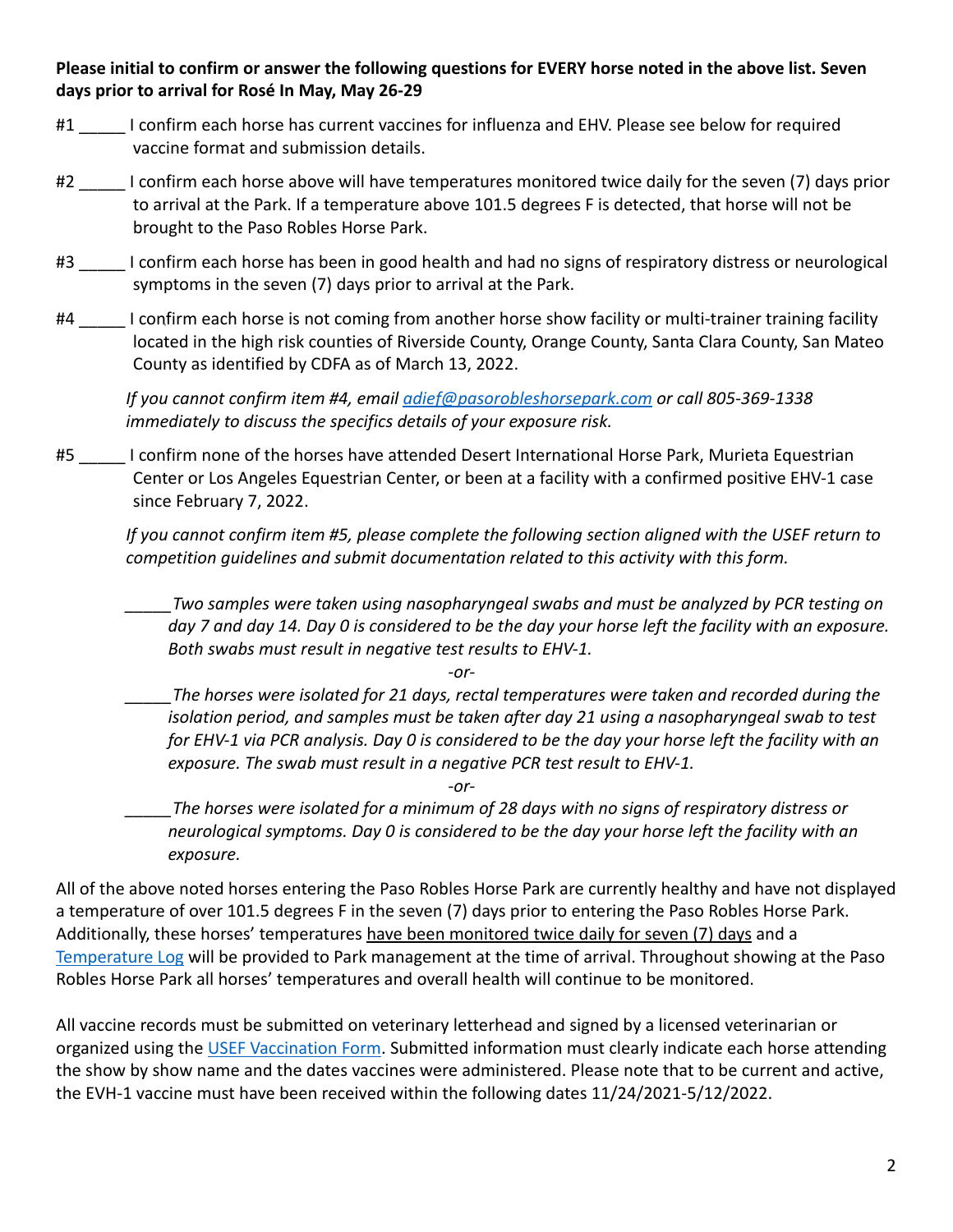**Please initial to confirm or answer the following questions for EVERY horse noted in the above list. Seven days prior to arrival for Rosé In May, May 26-29**

#1 _____ I confirm each horse has current vaccines for influenza and EHV. Please see below for required vaccine format and submission details.

#2 _____ I confirm each horse above will have temperatures monitored twice daily for the seven (7) days prior to arrival at the Park. If a temperature above 101.5 degrees F is detected, that horse will not be brought to the Paso Robles Horse Park.

#3 _____ I confirm each horse has been in good health and had no signs of respiratory distress or neurological symptoms in the seven (7) days prior to arrival at the Park.

#4 _____ I confirm each horse is not coming from another horse show facility or multi-trainer training facility located in the high risk counties of Riverside County, Orange County, Santa Clara County, San Mateo County as identified by CDFA as of March 13, 2022.

*If you cannot confirm item #4, email [adief@pasorobleshorsepark.com](mailto:adief@pasorobleshorsepark.com) or call 805-369-1338 immediately to discuss the specifics details of your exposure risk.*

#5 _____ I confirm none of the horses have attended Desert International Horse Park, Murieta Equestrian Center or Los Angeles Equestrian Center, or been at a facility with a confirmed positive EHV-1 case since February 7, 2022.

*If you cannot confirm item #5, please complete the following section aligned with the USEF return to competition guidelines and submit documentation related to this activity with this form.*

_____ *Two samples were taken using nasopharyngeal swabs and must be analyzed by PCR testing on day 7 and day 14. Day 0 is considered to be the day your horse left the facility with an exposure. Both swabs must result in negative test results to EHV-1.*

*-or-*

_____ *The horses were isolated for 21 days, rectal temperatures were taken and recorded during the isolation period, and samples must be taken after day 21 using a nasopharyngeal swab to test for EHV-1 via PCR analysis. Day 0 is considered to be the day your horse left the facility with an exposure. The swab must result in a negative PCR test result to EHV-1.*

*-or-*

_____ *The horses were isolated for a minimum of 28 days with no signs of respiratory distress or neurological symptoms. Day 0 is considered to be the day your horse left the facility with an exposure.*

All of the above noted horses entering the Paso Robles Horse Park are currently healthy and have not displayed a temperature of over 101.5 degrees F in the seven (7) days prior to entering the Paso Robles Horse Park. Additionally, these horses' temperatures have been monitored twice daily for seven (7) days and a Temperature Log will be provided to Park management at the time of arrival. Throughout showing at the Paso Robles Horse Park all horses' temperatures and overall health will continue to be monitored.

All vaccine records must be submitted on veterinary letterhead and signed by a licensed veterinarian or organized using the USEF Vaccination Form. Submitted information must clearly indicate each horse attending the show by show name and the dates vaccines were administered. Please note that to be current and active, the EVH-1 vaccine must have been received within the following dates 11/24/2021-5/12/2022.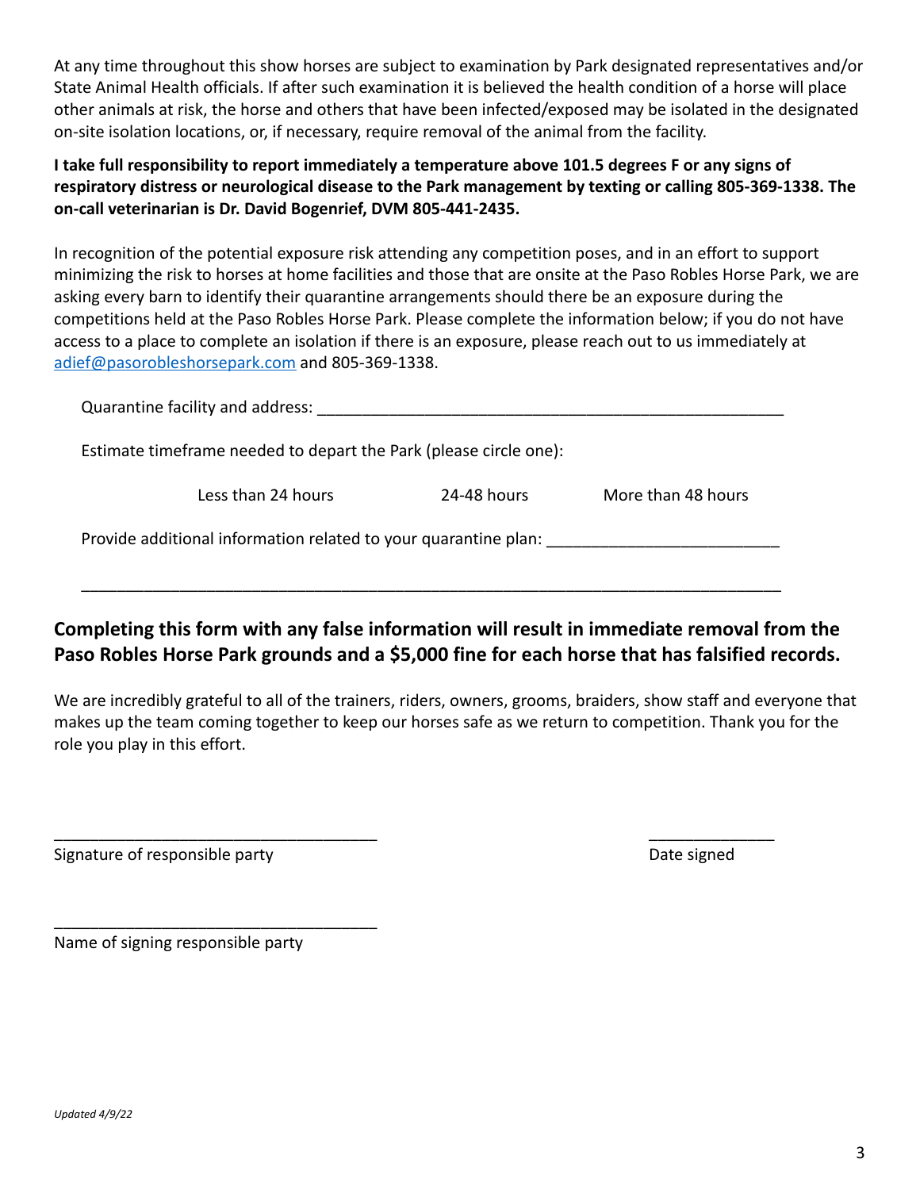At any time throughout this show horses are subject to examination by Park designated representatives and/or State Animal Health officials. If after such examination it is believed the health condition of a horse will place other animals at risk, the horse and others that have been infected/exposed may be isolated in the designated on-site isolation locations, or, if necessary, require removal of the animal from the facility.

**I take full responsibility to report immediately a temperature above 101.5 degrees F or any signs of respiratory distress or neurological disease to the Park management by texting or calling 805-369-1338. The on-call veterinarian is Dr. David Bogenrief, DVM 805-441-2435.**

In recognition of the potential exposure risk attending any competition poses, and in an effort to support minimizing the risk to horses at home facilities and those that are onsite at the Paso Robles Horse Park, we are asking every barn to identify their quarantine arrangements should there be an exposure during the competitions held at the Paso Robles Horse Park. Please complete the information below; if you do not have access to a place to complete an isolation if there is an exposure, please reach out to us immediately at adief@pasorobleshorsepark.com and 805-369-1338.

Quarantine facility and address: ______________________________________________________

Estimate timeframe needed to depart the Park (please circle one):

Less than 24 hours     24-48 hours     More than 48 hours

Provide additional information related to your quarantine plan: _________________________

_____________________________________________________________________________

**Completing this form with any false information will result in immediate removal from the Paso Robles Horse Park grounds and a $5,000 fine for each horse that has falsified records.**

We are incredibly grateful to all of the trainers, riders, owners, grooms, braiders, show staff and everyone that makes up the team coming together to keep our horses safe as we return to competition. Thank you for the role you play in this effort.

____________________________________     ______________

Signature of responsible party     Date signed

____________________________________

Name of signing responsible party

*Updated 4/9/22*